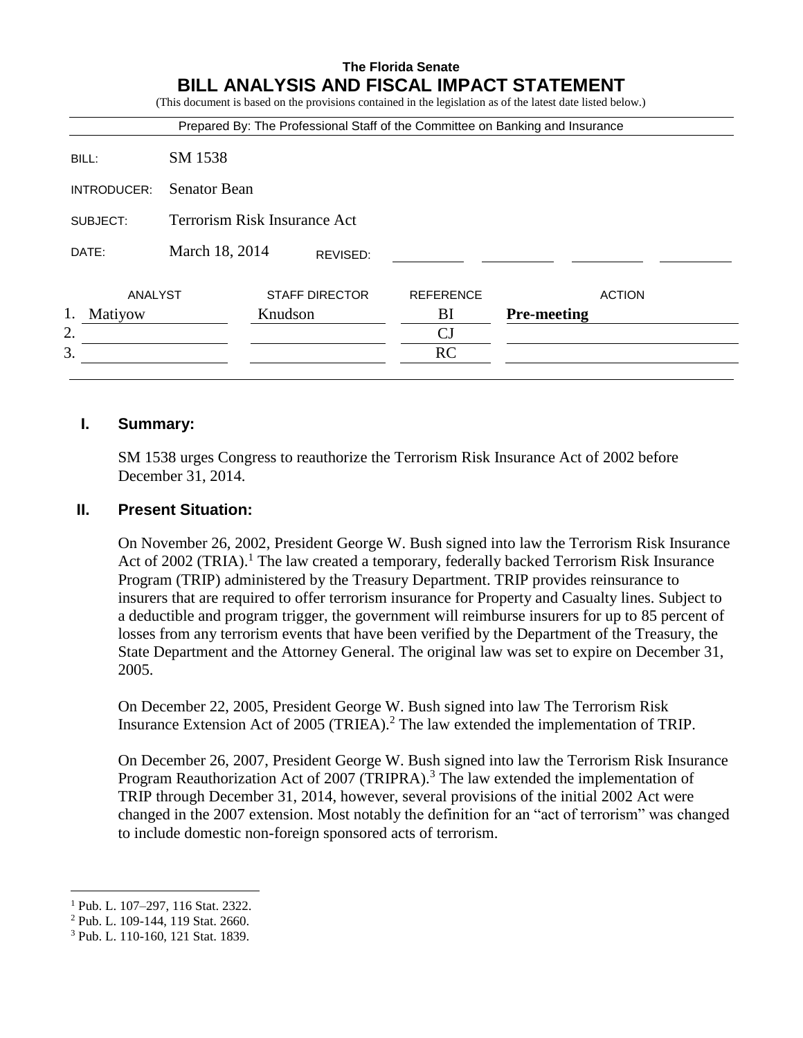**The Florida Senate**

# BILL ANALYSIS AND FISCAL IMPACT STATEMENT

(This document is based on the provisions contained in the legislation as of the latest date listed below.)

Prepared By: The Professional Staff of the Committee on Banking and Insurance

| | |
|---|---|
| BILL: | SM 1538 |
| INTRODUCER: | Senator Bean |
| SUBJECT: | Terrorism Risk Insurance Act |
| DATE: | March 18, 2014 REVISED: |

| | ANALYST | STAFF DIRECTOR | REFERENCE | ACTION |
|---|---|---|---|---|
| 1. | Matiyow | Knudson | BI | **Pre-meeting** |
| 2. | | | CJ | |
| 3. | | | RC | |

## I. Summary:

SM 1538 urges Congress to reauthorize the Terrorism Risk Insurance Act of 2002 before December 31, 2014.

## II. Present Situation:

On November 26, 2002, President George W. Bush signed into law the Terrorism Risk Insurance Act of 2002 (TRIA).[1] The law created a temporary, federally backed Terrorism Risk Insurance Program (TRIP) administered by the Treasury Department. TRIP provides reinsurance to insurers that are required to offer terrorism insurance for Property and Casualty lines. Subject to a deductible and program trigger, the government will reimburse insurers for up to 85 percent of losses from any terrorism events that have been verified by the Department of the Treasury, the State Department and the Attorney General. The original law was set to expire on December 31, 2005.

On December 22, 2005, President George W. Bush signed into law The Terrorism Risk Insurance Extension Act of 2005 (TRIEA).[2] The law extended the implementation of TRIP.

On December 26, 2007, President George W. Bush signed into law the Terrorism Risk Insurance Program Reauthorization Act of 2007 (TRIPRA).[3] The law extended the implementation of TRIP through December 31, 2014, however, several provisions of the initial 2002 Act were changed in the 2007 extension. Most notably the definition for an "act of terrorism" was changed to include domestic non-foreign sponsored acts of terrorism.

---

[1] Pub. L. 107–297, 116 Stat. 2322.

[2] Pub. L. 109-144, 119 Stat. 2660.

[3] Pub. L. 110-160, 121 Stat. 1839.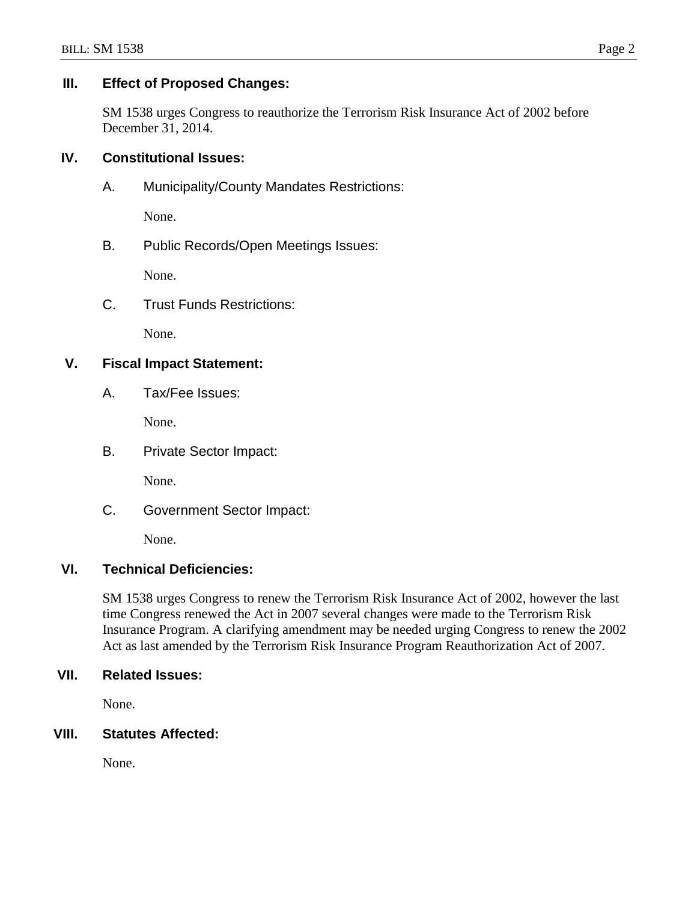## III. Effect of Proposed Changes:

SM 1538 urges Congress to reauthorize the Terrorism Risk Insurance Act of 2002 before December 31, 2014.

## IV. Constitutional Issues:

### A. Municipality/County Mandates Restrictions:

None.

### B. Public Records/Open Meetings Issues:

None.

### C. Trust Funds Restrictions:

None.

## V. Fiscal Impact Statement:

### A. Tax/Fee Issues:

None.

### B. Private Sector Impact:

None.

### C. Government Sector Impact:

None.

## VI. Technical Deficiencies:

SM 1538 urges Congress to renew the Terrorism Risk Insurance Act of 2002, however the last time Congress renewed the Act in 2007 several changes were made to the Terrorism Risk Insurance Program. A clarifying amendment may be needed urging Congress to renew the 2002 Act as last amended by the Terrorism Risk Insurance Program Reauthorization Act of 2007.

## VII. Related Issues:

None.

## VIII. Statutes Affected:

None.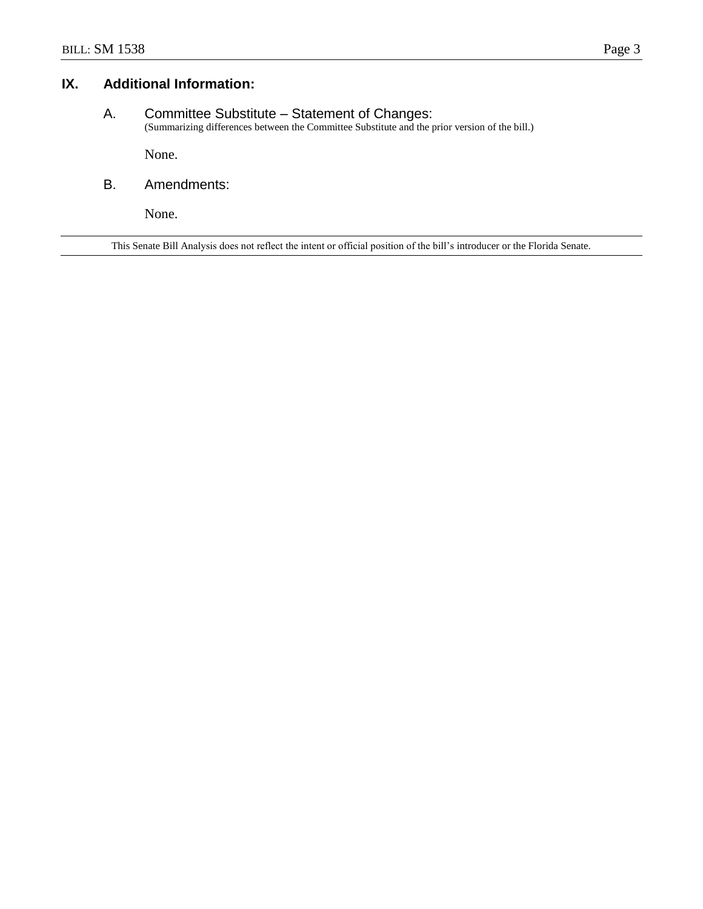## IX. Additional Information:

### A. Committee Substitute – Statement of Changes:

(Summarizing differences between the Committee Substitute and the prior version of the bill.)

None.

### B. Amendments:

None.

---

This Senate Bill Analysis does not reflect the intent or official position of the bill's introducer or the Florida Senate.